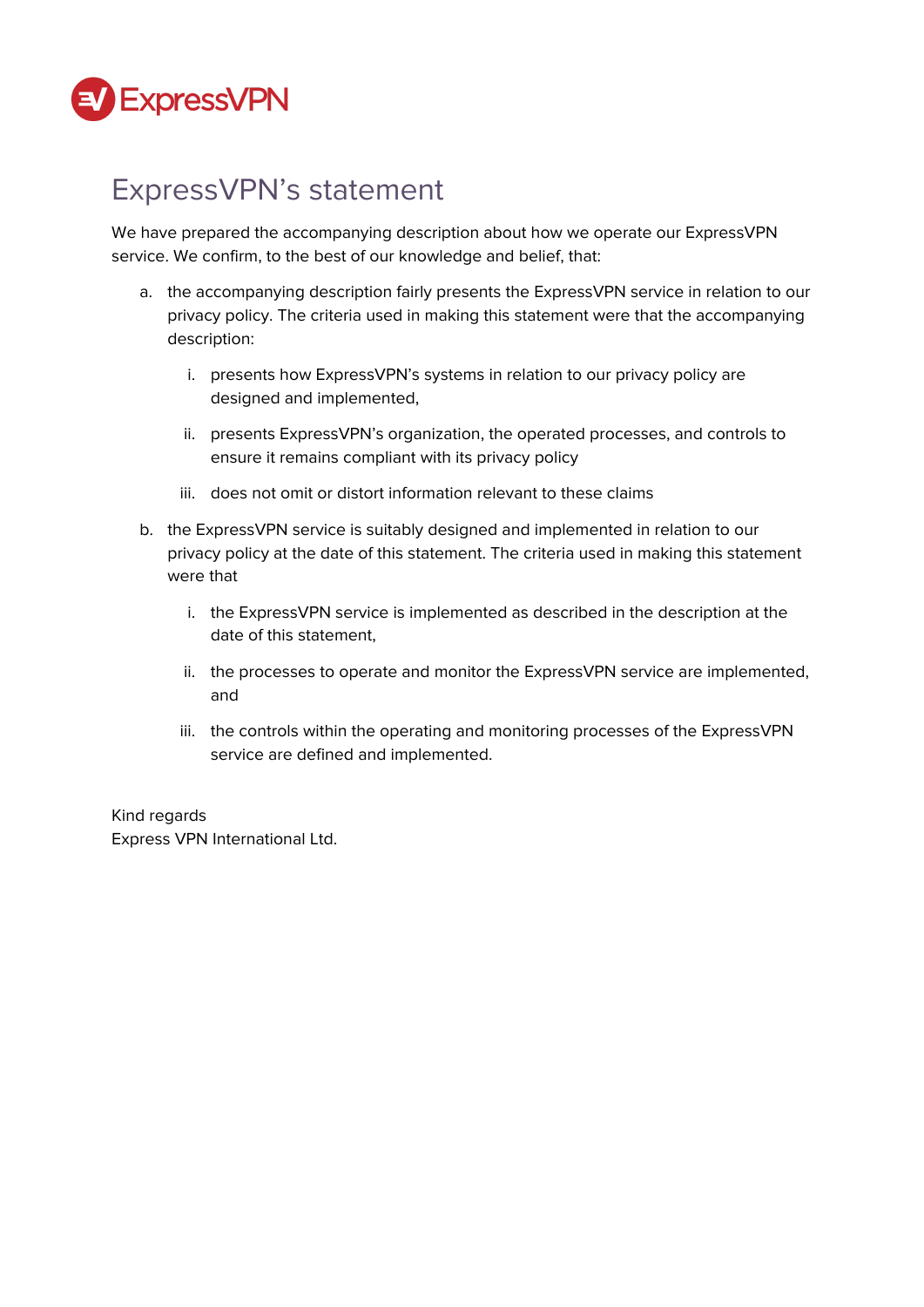ExpressVPN

# ExpressVPN's statement

We have prepared the accompanying description about how we operate our ExpressVPN service. We confirm, to the best of our knowledge and belief, that:

a. the accompanying description fairly presents the ExpressVPN service in relation to our privacy policy. The criteria used in making this statement were that the accompanying description:

   i. presents how ExpressVPN's systems in relation to our privacy policy are designed and implemented,

   ii. presents ExpressVPN's organization, the operated processes, and controls to ensure it remains compliant with its privacy policy

   iii. does not omit or distort information relevant to these claims

b. the ExpressVPN service is suitably designed and implemented in relation to our privacy policy at the date of this statement. The criteria used in making this statement were that

   i. the ExpressVPN service is implemented as described in the description at the date of this statement,

   ii. the processes to operate and monitor the ExpressVPN service are implemented, and

   iii. the controls within the operating and monitoring processes of the ExpressVPN service are defined and implemented.

Kind regards
Express VPN International Ltd.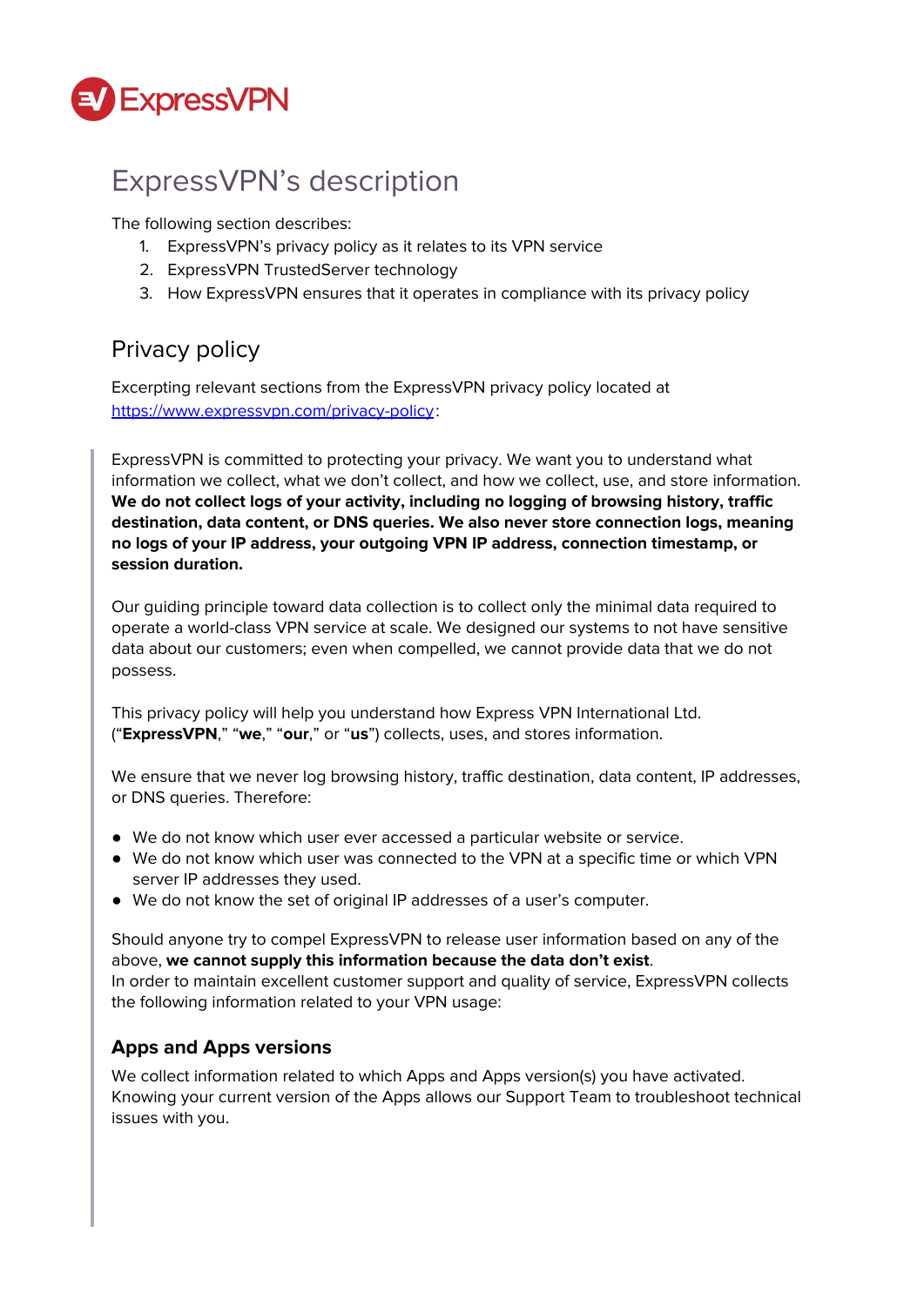# ExpressVPN's description

The following section describes:

1. ExpressVPN's privacy policy as it relates to its VPN service
2. ExpressVPN TrustedServer technology
3. How ExpressVPN ensures that it operates in compliance with its privacy policy

## Privacy policy

Excerpting relevant sections from the ExpressVPN privacy policy located at [https://www.expressvpn.com/privacy-policy](https://www.expressvpn.com/privacy-policy):

> ExpressVPN is committed to protecting your privacy. We want you to understand what information we collect, what we don't collect, and how we collect, use, and store information. **We do not collect logs of your activity, including no logging of browsing history, traffic destination, data content, or DNS queries. We also never store connection logs, meaning no logs of your IP address, your outgoing VPN IP address, connection timestamp, or session duration.**
>
> Our guiding principle toward data collection is to collect only the minimal data required to operate a world-class VPN service at scale. We designed our systems to not have sensitive data about our customers; even when compelled, we cannot provide data that we do not possess.
>
> This privacy policy will help you understand how Express VPN International Ltd. ("**ExpressVPN**," "**we**," "**our**," or "**us**") collects, uses, and stores information.
>
> We ensure that we never log browsing history, traffic destination, data content, IP addresses, or DNS queries. Therefore:
>
> - We do not know which user ever accessed a particular website or service.
> - We do not know which user was connected to the VPN at a specific time or which VPN server IP addresses they used.
> - We do not know the set of original IP addresses of a user's computer.
>
> Should anyone try to compel ExpressVPN to release user information based on any of the above, **we cannot supply this information because the data don't exist**.
> In order to maintain excellent customer support and quality of service, ExpressVPN collects the following information related to your VPN usage:
>
> ### Apps and Apps versions
>
> We collect information related to which Apps and Apps version(s) you have activated. Knowing your current version of the Apps allows our Support Team to troubleshoot technical issues with you.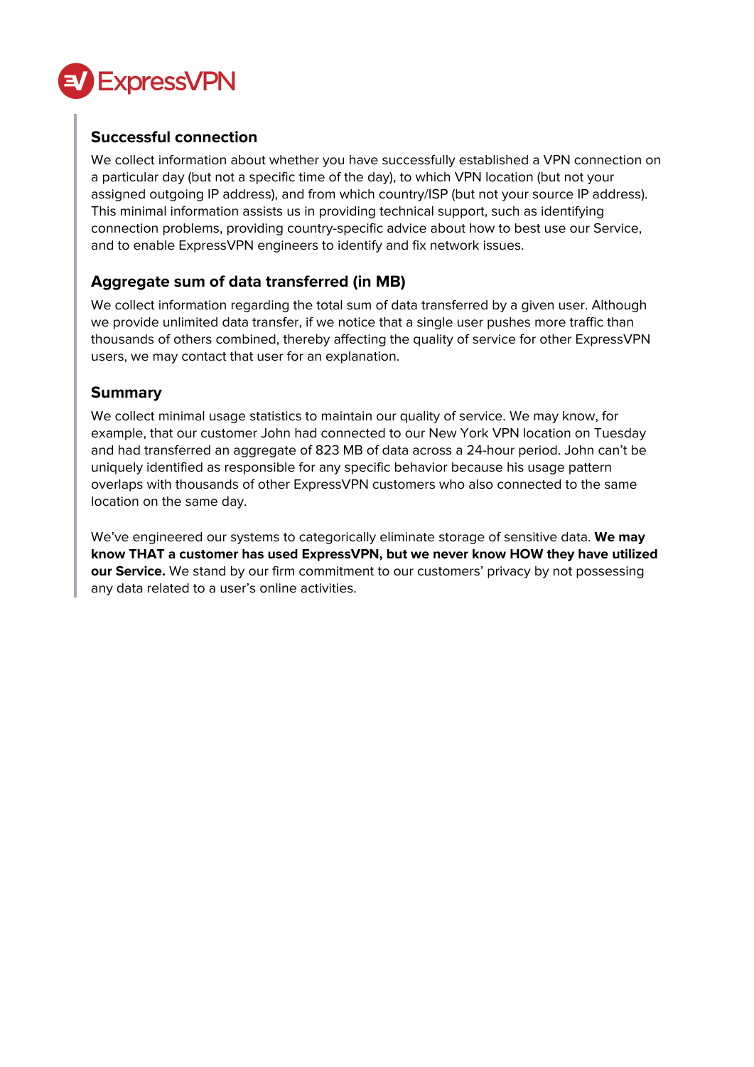### Successful connection

We collect information about whether you have successfully established a VPN connection on a particular day (but not a specific time of the day), to which VPN location (but not your assigned outgoing IP address), and from which country/ISP (but not your source IP address). This minimal information assists us in providing technical support, such as identifying connection problems, providing country-specific advice about how to best use our Service, and to enable ExpressVPN engineers to identify and fix network issues.

### Aggregate sum of data transferred (in MB)

We collect information regarding the total sum of data transferred by a given user. Although we provide unlimited data transfer, if we notice that a single user pushes more traffic than thousands of others combined, thereby affecting the quality of service for other ExpressVPN users, we may contact that user for an explanation.

### Summary

We collect minimal usage statistics to maintain our quality of service. We may know, for example, that our customer John had connected to our New York VPN location on Tuesday and had transferred an aggregate of 823 MB of data across a 24-hour period. John can't be uniquely identified as responsible for any specific behavior because his usage pattern overlaps with thousands of other ExpressVPN customers who also connected to the same location on the same day.

We've engineered our systems to categorically eliminate storage of sensitive data. **We may know THAT a customer has used ExpressVPN, but we never know HOW they have utilized our Service.** We stand by our firm commitment to our customers' privacy by not possessing any data related to a user's online activities.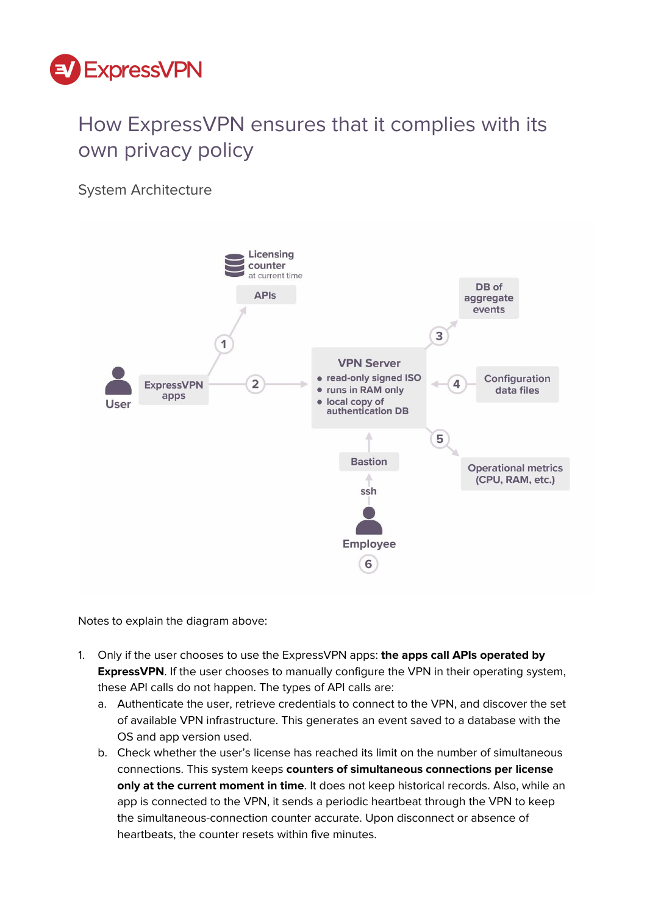# How ExpressVPN ensures that it complies with its own privacy policy

## System Architecture

Notes to explain the diagram above:

1. Only if the user chooses to use the ExpressVPN apps: **the apps call APIs operated by ExpressVPN**. If the user chooses to manually configure the VPN in their operating system, these API calls do not happen. The types of API calls are:
   a. Authenticate the user, retrieve credentials to connect to the VPN, and discover the set of available VPN infrastructure. This generates an event saved to a database with the OS and app version used.
   b. Check whether the user's license has reached its limit on the number of simultaneous connections. This system keeps **counters of simultaneous connections per license only at the current moment in time**. It does not keep historical records. Also, while an app is connected to the VPN, it sends a periodic heartbeat through the VPN to keep the simultaneous-connection counter accurate. Upon disconnect or absence of heartbeats, the counter resets within five minutes.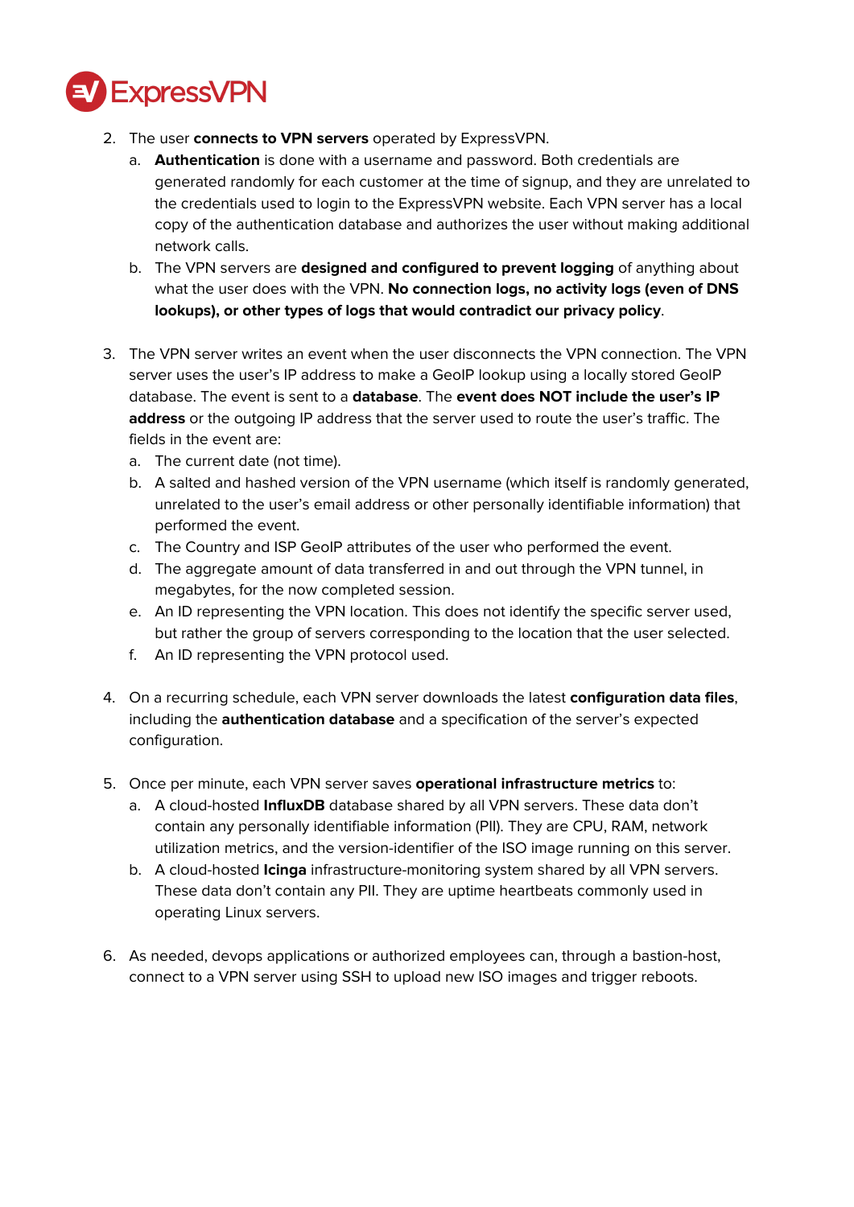2. The user **connects to VPN servers** operated by ExpressVPN.
    a. **Authentication** is done with a username and password. Both credentials are generated randomly for each customer at the time of signup, and they are unrelated to the credentials used to login to the ExpressVPN website. Each VPN server has a local copy of the authentication database and authorizes the user without making additional network calls.
    b. The VPN servers are **designed and configured to prevent logging** of anything about what the user does with the VPN. **No connection logs, no activity logs (even of DNS lookups), or other types of logs that would contradict our privacy policy**.

3. The VPN server writes an event when the user disconnects the VPN connection. The VPN server uses the user's IP address to make a GeoIP lookup using a locally stored GeoIP database. The event is sent to a **database**. The **event does NOT include the user's IP address** or the outgoing IP address that the server used to route the user's traffic. The fields in the event are:
    a. The current date (not time).
    b. A salted and hashed version of the VPN username (which itself is randomly generated, unrelated to the user's email address or other personally identifiable information) that performed the event.
    c. The Country and ISP GeoIP attributes of the user who performed the event.
    d. The aggregate amount of data transferred in and out through the VPN tunnel, in megabytes, for the now completed session.
    e. An ID representing the VPN location. This does not identify the specific server used, but rather the group of servers corresponding to the location that the user selected.
    f. An ID representing the VPN protocol used.

4. On a recurring schedule, each VPN server downloads the latest **configuration data files**, including the **authentication database** and a specification of the server's expected configuration.

5. Once per minute, each VPN server saves **operational infrastructure metrics** to:
    a. A cloud-hosted **InfluxDB** database shared by all VPN servers. These data don't contain any personally identifiable information (PII). They are CPU, RAM, network utilization metrics, and the version-identifier of the ISO image running on this server.
    b. A cloud-hosted **Icinga** infrastructure-monitoring system shared by all VPN servers. These data don't contain any PII. They are uptime heartbeats commonly used in operating Linux servers.

6. As needed, devops applications or authorized employees can, through a bastion-host, connect to a VPN server using SSH to upload new ISO images and trigger reboots.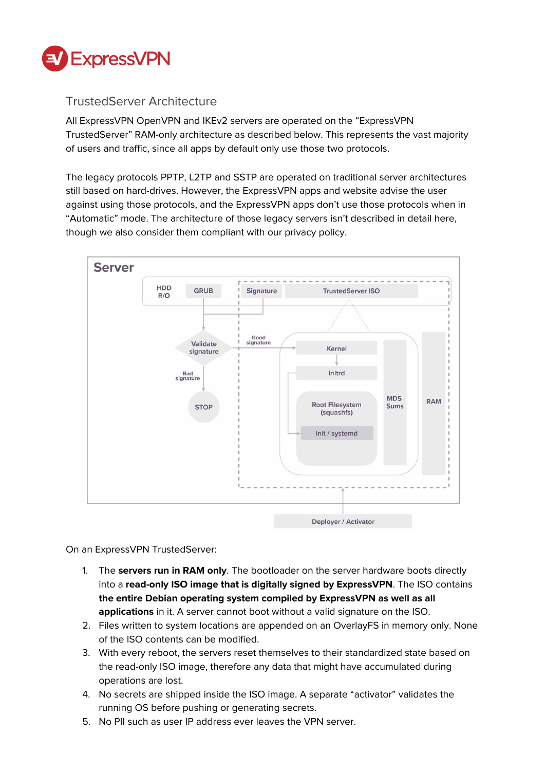## TrustedServer Architecture

All ExpressVPN OpenVPN and IKEv2 servers are operated on the "ExpressVPN TrustedServer" RAM-only architecture as described below. This represents the vast majority of users and traffic, since all apps by default only use those two protocols.

The legacy protocols PPTP, L2TP and SSTP are operated on traditional server architectures still based on hard-drives. However, the ExpressVPN apps and website advise the user against using those protocols, and the ExpressVPN apps don't use those protocols when in "Automatic" mode. The architecture of those legacy servers isn't described in detail here, though we also consider them compliant with our privacy policy.

On an ExpressVPN TrustedServer:

1. The **servers run in RAM only**. The bootloader on the server hardware boots directly into a **read-only ISO image that is digitally signed by ExpressVPN**. The ISO contains **the entire Debian operating system compiled by ExpressVPN as well as all applications** in it. A server cannot boot without a valid signature on the ISO.
2. Files written to system locations are appended on an OverlayFS in memory only. None of the ISO contents can be modified.
3. With every reboot, the servers reset themselves to their standardized state based on the read-only ISO image, therefore any data that might have accumulated during operations are lost.
4. No secrets are shipped inside the ISO image. A separate "activator" validates the running OS before pushing or generating secrets.
5. No PII such as user IP address ever leaves the VPN server.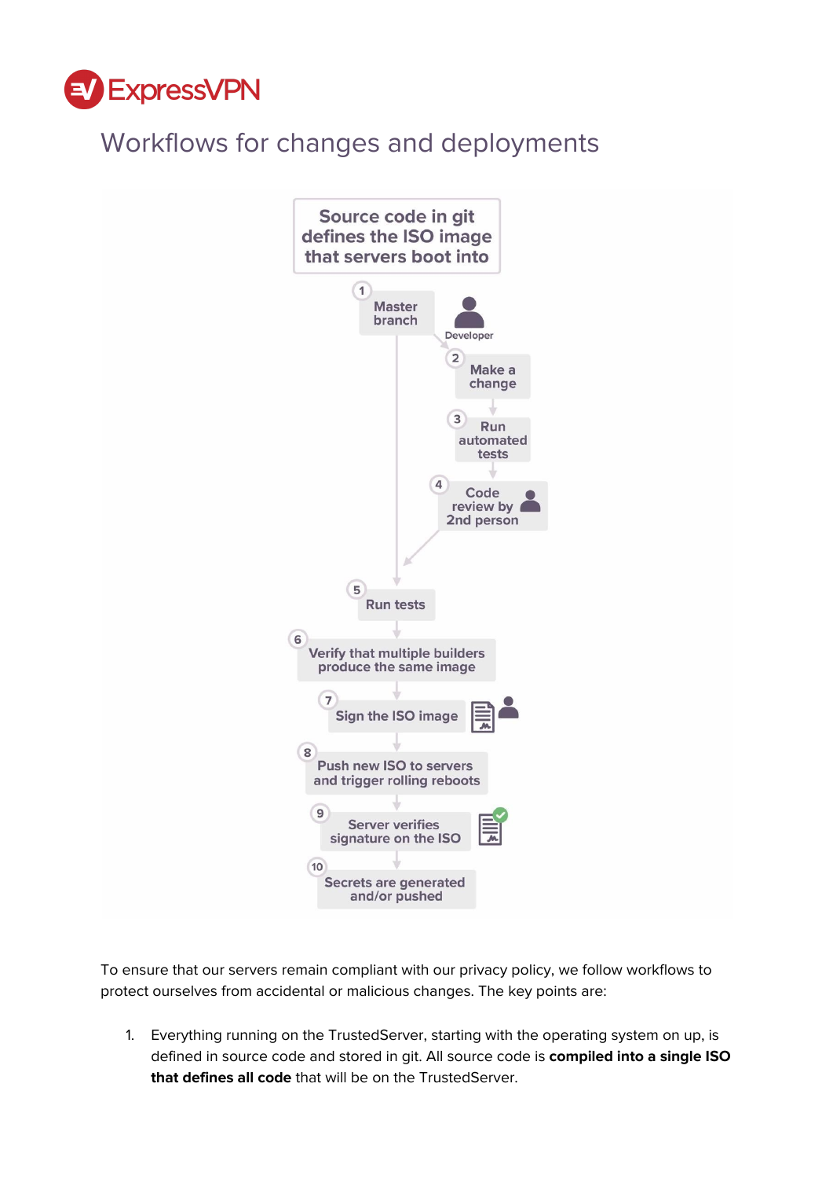# Workflows for changes and deployments

Source code in git defines the ISO image that servers boot into

1. Master branch
2. Make a change (Developer)
3. Run automated tests
4. Code review by 2nd person
5. Run tests
6. Verify that multiple builders produce the same image
7. Sign the ISO image
8. Push new ISO to servers and trigger rolling reboots
9. Server verifies signature on the ISO
10. Secrets are generated and/or pushed

To ensure that our servers remain compliant with our privacy policy, we follow workflows to protect ourselves from accidental or malicious changes. The key points are:

1. Everything running on the TrustedServer, starting with the operating system on up, is defined in source code and stored in git. All source code is **compiled into a single ISO that defines all code** that will be on the TrustedServer.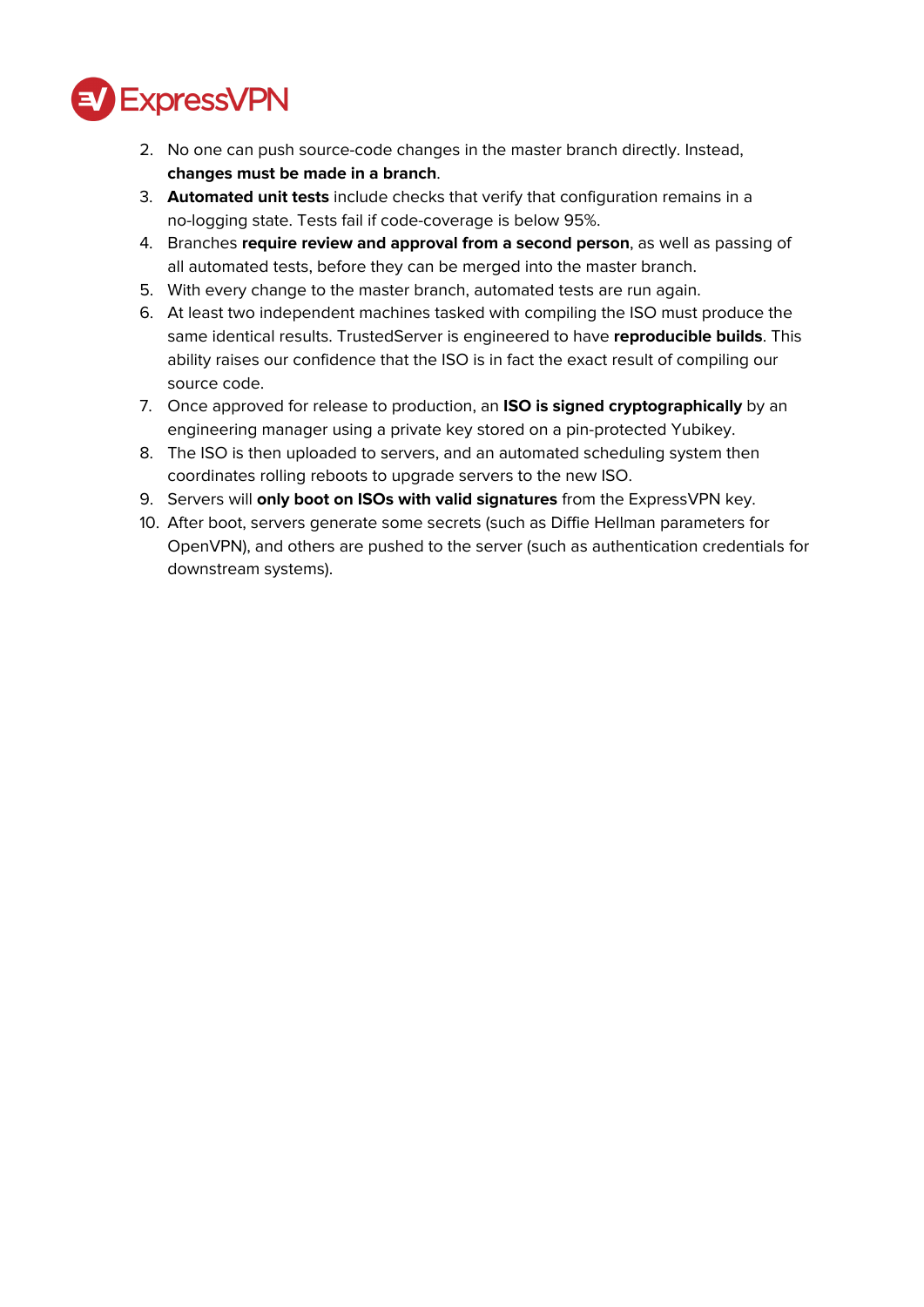2. No one can push source-code changes in the master branch directly. Instead, **changes must be made in a branch**.
3. **Automated unit tests** include checks that verify that configuration remains in a no-logging state. Tests fail if code-coverage is below 95%.
4. Branches **require review and approval from a second person**, as well as passing of all automated tests, before they can be merged into the master branch.
5. With every change to the master branch, automated tests are run again.
6. At least two independent machines tasked with compiling the ISO must produce the same identical results. TrustedServer is engineered to have **reproducible builds**. This ability raises our confidence that the ISO is in fact the exact result of compiling our source code.
7. Once approved for release to production, an **ISO is signed cryptographically** by an engineering manager using a private key stored on a pin-protected Yubikey.
8. The ISO is then uploaded to servers, and an automated scheduling system then coordinates rolling reboots to upgrade servers to the new ISO.
9. Servers will **only boot on ISOs with valid signatures** from the ExpressVPN key.
10. After boot, servers generate some secrets (such as Diffie Hellman parameters for OpenVPN), and others are pushed to the server (such as authentication credentials for downstream systems).